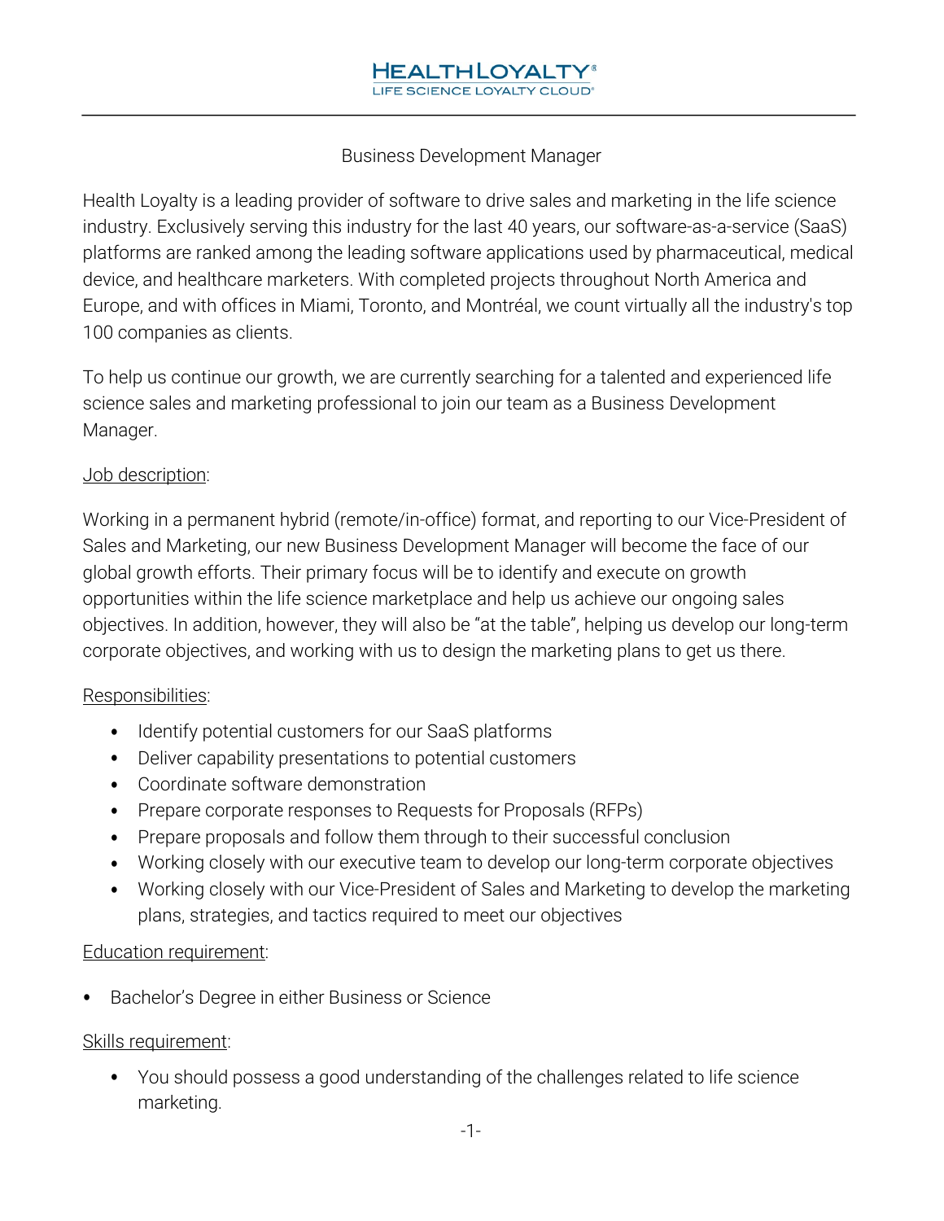HEALTHLOYALTY®
LIFE SCIENCE LOYALTY CLOUD®

# Business Development Manager

Health Loyalty is a leading provider of software to drive sales and marketing in the life science industry. Exclusively serving this industry for the last 40 years, our software-as-a-service (SaaS) platforms are ranked among the leading software applications used by pharmaceutical, medical device, and healthcare marketers. With completed projects throughout North America and Europe, and with offices in Miami, Toronto, and Montréal, we count virtually all the industry's top 100 companies as clients.

To help us continue our growth, we are currently searching for a talented and experienced life science sales and marketing professional to join our team as a Business Development Manager.

## Job description:

Working in a permanent hybrid (remote/in-office) format, and reporting to our Vice-President of Sales and Marketing, our new Business Development Manager will become the face of our global growth efforts. Their primary focus will be to identify and execute on growth opportunities within the life science marketplace and help us achieve our ongoing sales objectives. In addition, however, they will also be "at the table", helping us develop our long-term corporate objectives, and working with us to design the marketing plans to get us there.

## Responsibilities:

- Identify potential customers for our SaaS platforms
- Deliver capability presentations to potential customers
- Coordinate software demonstration
- Prepare corporate responses to Requests for Proposals (RFPs)
- Prepare proposals and follow them through to their successful conclusion
- Working closely with our executive team to develop our long-term corporate objectives
- Working closely with our Vice-President of Sales and Marketing to develop the marketing plans, strategies, and tactics required to meet our objectives

## Education requirement:

- Bachelor's Degree in either Business or Science

## Skills requirement:

- You should possess a good understanding of the challenges related to life science marketing.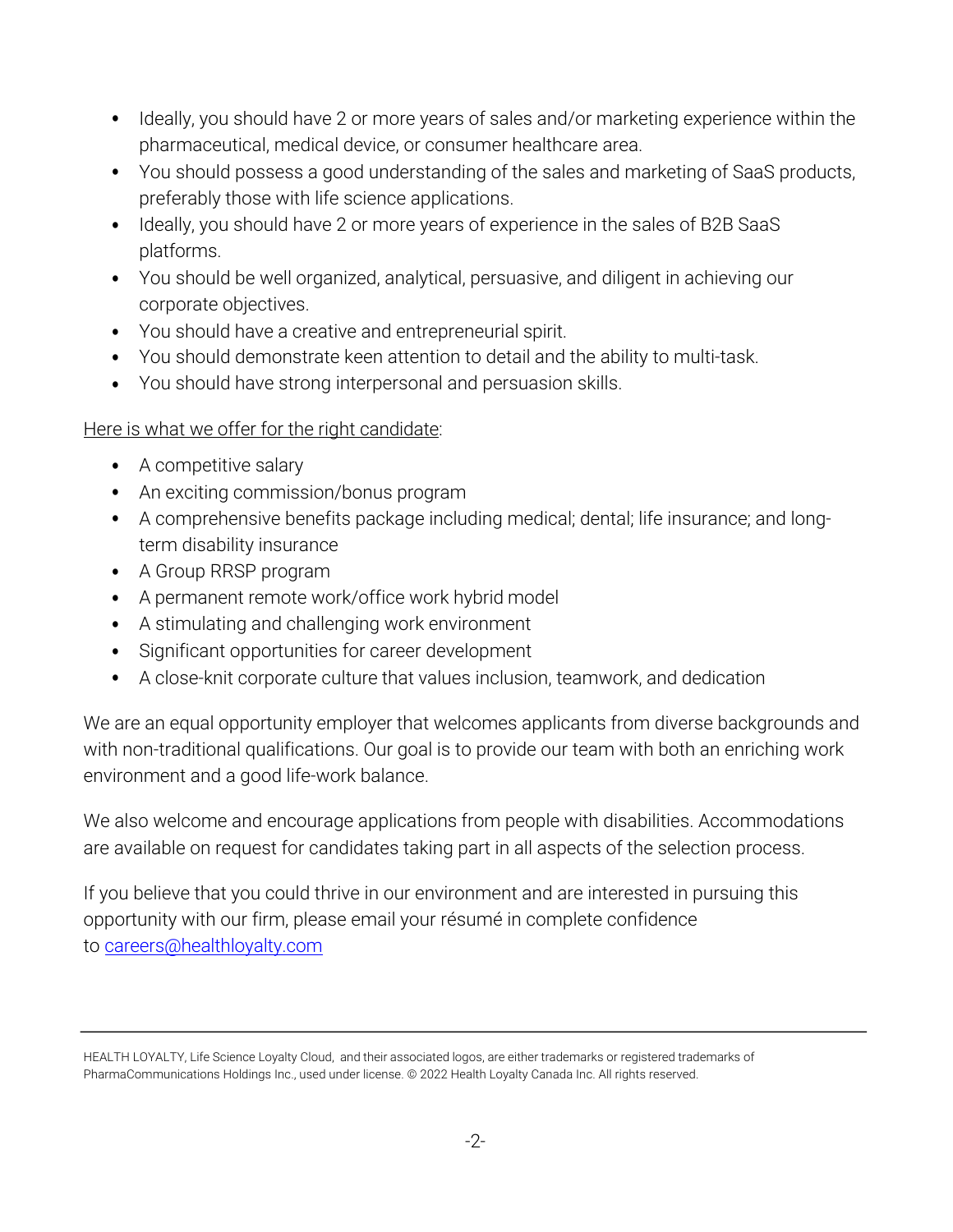- Ideally, you should have 2 or more years of sales and/or marketing experience within the pharmaceutical, medical device, or consumer healthcare area.
- You should possess a good understanding of the sales and marketing of SaaS products, preferably those with life science applications.
- Ideally, you should have 2 or more years of experience in the sales of B2B SaaS platforms.
- You should be well organized, analytical, persuasive, and diligent in achieving our corporate objectives.
- You should have a creative and entrepreneurial spirit.
- You should demonstrate keen attention to detail and the ability to multi-task.
- You should have strong interpersonal and persuasion skills.

<u>Here is what we offer for the right candidate</u>:

- A competitive salary
- An exciting commission/bonus program
- A comprehensive benefits package including medical; dental; life insurance; and long-term disability insurance
- A Group RRSP program
- A permanent remote work/office work hybrid model
- A stimulating and challenging work environment
- Significant opportunities for career development
- A close-knit corporate culture that values inclusion, teamwork, and dedication

We are an equal opportunity employer that welcomes applicants from diverse backgrounds and with non-traditional qualifications. Our goal is to provide our team with both an enriching work environment and a good life-work balance.

We also welcome and encourage applications from people with disabilities. Accommodations are available on request for candidates taking part in all aspects of the selection process.

If you believe that you could thrive in our environment and are interested in pursuing this opportunity with our firm, please email your résumé in complete confidence to careers@healthloyalty.com

---

HEALTH LOYALTY, Life Science Loyalty Cloud, and their associated logos, are either trademarks or registered trademarks of PharmaCommunications Holdings Inc., used under license. © 2022 Health Loyalty Canada Inc. All rights reserved.